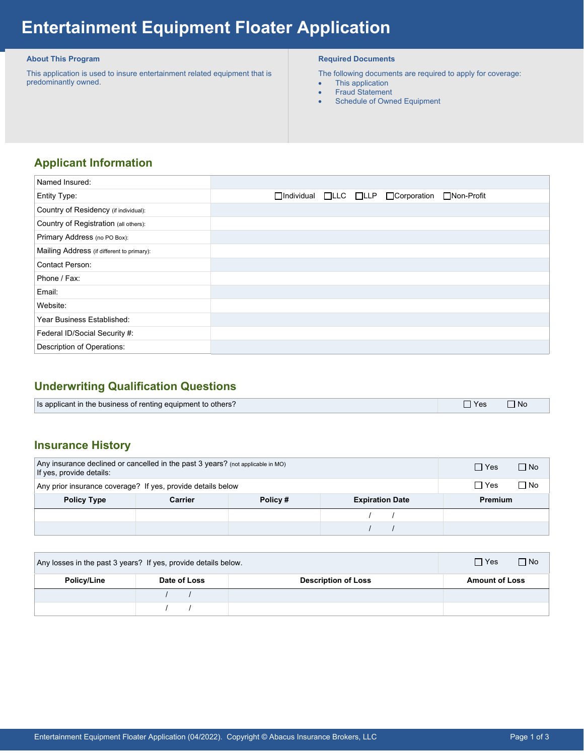# Entertainment Equipment Floater Application

**About This Program**

This application is used to insure entertainment related equipment that is predominantly owned.

**Required Documents**

The following documents are required to apply for coverage:

- This application
- Fraud Statement
- Schedule of Owned Equipment

## Applicant Information

| | |
|---|---|
| Named Insured: | |
| Entity Type: | ☐Individual ☐LLC ☐LLP ☐Corporation ☐Non-Profit |
| Country of Residency (if individual): | |
| Country of Registration (all others): | |
| Primary Address (no PO Box): | |
| Mailing Address (if different to primary): | |
| Contact Person: | |
| Phone / Fax: | |
| Email: | |
| Website: | |
| Year Business Established: | |
| Federal ID/Social Security #: | |
| Description of Operations: | |

## Underwriting Qualification Questions

| | |
|---|---|
| Is applicant in the business of renting equipment to others? | ☐ Yes ☐ No |

## Insurance History

| | |
|---|---|
| Any insurance declined or cancelled in the past 3 years? (not applicable in MO) If yes, provide details: | ☐ Yes ☐ No |
| Any prior insurance coverage? If yes, provide details below | ☐ Yes ☐ No |

| Policy Type | Carrier | Policy # | Expiration Date | Premium |
|---|---|---|---|---|
| | | | / / | |
| | | | / / | |

| | |
|---|---|
| Any losses in the past 3 years? If yes, provide details below. | ☐ Yes ☐ No |

| Policy/Line | Date of Loss | Description of Loss | Amount of Loss |
|---|---|---|---|
| | / / | | |
| | / / | | |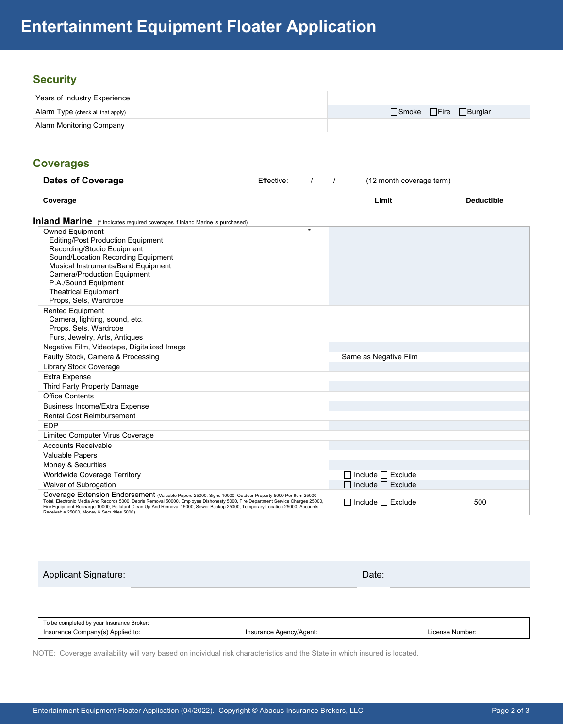# Entertainment Equipment Floater Application

## Security

| | |
|---|---|
| Years of Industry Experience | |
| Alarm Type (check all that apply) | ☐Smoke ☐Fire ☐Burglar |
| Alarm Monitoring Company | |

## Coverages

**Dates of Coverage** Effective: / / (12 month coverage term)

**Inland Marine** (* Indicates required coverages if Inland Marine is purchased)

| Coverage | Limit | Deductible |
|---|---|---|
| Owned Equipment * <br> Editing/Post Production Equipment <br> Recording/Studio Equipment <br> Sound/Location Recording Equipment <br> Musical Instruments/Band Equipment <br> Camera/Production Equipment <br> P.A./Sound Equipment <br> Theatrical Equipment <br> Props, Sets, Wardrobe | | |
| Rented Equipment <br> Camera, lighting, sound, etc. <br> Props, Sets, Wardrobe <br> Furs, Jewelry, Arts, Antiques | | |
| Negative Film, Videotape, Digitalized Image | | |
| Faulty Stock, Camera & Processing | Same as Negative Film | |
| Library Stock Coverage | | |
| Extra Expense | | |
| Third Party Property Damage | | |
| Office Contents | | |
| Business Income/Extra Expense | | |
| Rental Cost Reimbursement | | |
| EDP | | |
| Limited Computer Virus Coverage | | |
| Accounts Receivable | | |
| Valuable Papers | | |
| Money & Securities | | |
| Worldwide Coverage Territory | ☐ Include ☐ Exclude | |
| Waiver of Subrogation | ☐ Include ☐ Exclude | |
| Coverage Extension Endorsement (Valuable Papers 25000, Signs 10000, Outdoor Property 5000 Per Item 25000 Total, Electronic Media And Records 5000, Debris Removal 50000, Employee Dishonesty 5000, Fire Department Service Charges 25000, Fire Equipment Recharge 10000, Pollutant Clean Up And Removal 15000, Sewer Backup 25000, Temporary Location 25000, Accounts Receivable 25000, Money & Securities 5000) | ☐ Include ☐ Exclude | 500 |

Applicant Signature: Date:

| To be completed by your Insurance Broker: | | |
|---|---|---|
| Insurance Company(s) Applied to: | Insurance Agency/Agent: | License Number: |

NOTE: Coverage availability will vary based on individual risk characteristics and the State in which insured is located.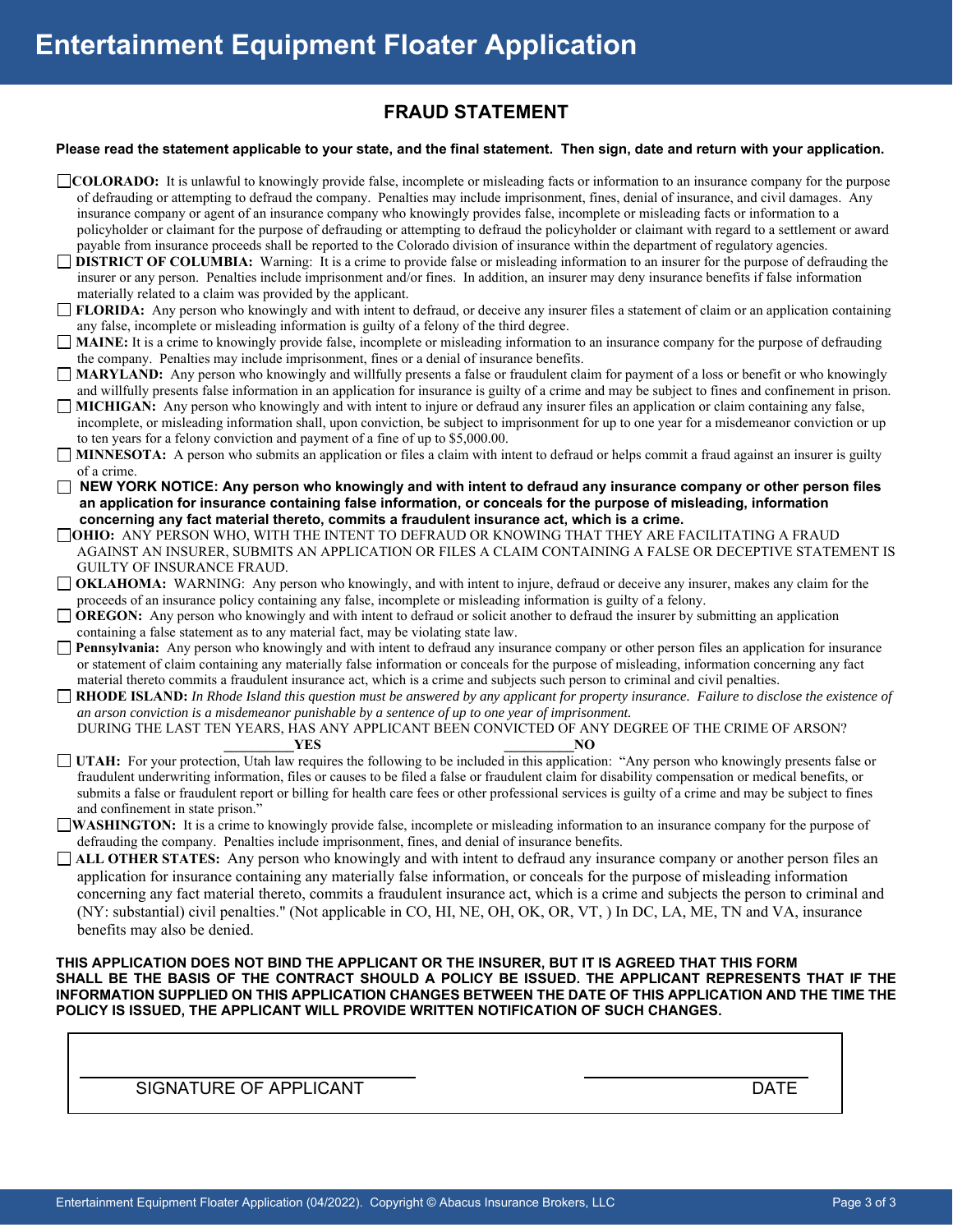# Entertainment Equipment Floater Application

## FRAUD STATEMENT

**Please read the statement applicable to your state, and the final statement. Then sign, date and return with your application.**

☐ **COLORADO:** It is unlawful to knowingly provide false, incomplete or misleading facts or information to an insurance company for the purpose of defrauding or attempting to defraud the company. Penalties may include imprisonment, fines, denial of insurance, and civil damages. Any insurance company or agent of an insurance company who knowingly provides false, incomplete or misleading facts or information to a policyholder or claimant for the purpose of defrauding or attempting to defraud the policyholder or claimant with regard to a settlement or award payable from insurance proceeds shall be reported to the Colorado division of insurance within the department of regulatory agencies.

☐ **DISTRICT OF COLUMBIA:** Warning: It is a crime to provide false or misleading information to an insurer for the purpose of defrauding the insurer or any person. Penalties include imprisonment and/or fines. In addition, an insurer may deny insurance benefits if false information materially related to a claim was provided by the applicant.

☐ **FLORIDA:** Any person who knowingly and with intent to defraud, or deceive any insurer files a statement of claim or an application containing any false, incomplete or misleading information is guilty of a felony of the third degree.

☐ **MAINE:** It is a crime to knowingly provide false, incomplete or misleading information to an insurance company for the purpose of defrauding the company. Penalties may include imprisonment, fines or a denial of insurance benefits.

☐ **MARYLAND:** Any person who knowingly and willfully presents a false or fraudulent claim for payment of a loss or benefit or who knowingly and willfully presents false information in an application for insurance is guilty of a crime and may be subject to fines and confinement in prison.

☐ **MICHIGAN:** Any person who knowingly and with intent to injure or defraud any insurer files an application or claim containing any false, incomplete, or misleading information shall, upon conviction, be subject to imprisonment for up to one year for a misdemeanor conviction or up to ten years for a felony conviction and payment of a fine of up to $5,000.00.

☐ **MINNESOTA:** A person who submits an application or files a claim with intent to defraud or helps commit a fraud against an insurer is guilty of a crime.

☐ **NEW YORK NOTICE: Any person who knowingly and with intent to defraud any insurance company or other person files an application for insurance containing false information, or conceals for the purpose of misleading, information concerning any fact material thereto, commits a fraudulent insurance act, which is a crime.**

☐ **OHIO:** ANY PERSON WHO, WITH THE INTENT TO DEFRAUD OR KNOWING THAT THEY ARE FACILITATING A FRAUD AGAINST AN INSURER, SUBMITS AN APPLICATION OR FILES A CLAIM CONTAINING A FALSE OR DECEPTIVE STATEMENT IS GUILTY OF INSURANCE FRAUD.

☐ **OKLAHOMA:** WARNING: Any person who knowingly, and with intent to injure, defraud or deceive any insurer, makes any claim for the proceeds of an insurance policy containing any false, incomplete or misleading information is guilty of a felony.

☐ **OREGON:** Any person who knowingly and with intent to defraud or solicit another to defraud the insurer by submitting an application containing a false statement as to any material fact, may be violating state law.

☐ **Pennsylvania:** Any person who knowingly and with intent to defraud any insurance company or other person files an application for insurance or statement of claim containing any materially false information or conceals for the purpose of misleading, information concerning any fact material thereto commits a fraudulent insurance act, which is a crime and subjects such person to criminal and civil penalties.

☐ **RHODE ISLAND:** *In Rhode Island this question must be answered by any applicant for property insurance. Failure to disclose the existence of an arson conviction is a misdemeanor punishable by a sentence of up to one year of imprisonment.*
DURING THE LAST TEN YEARS, HAS ANY APPLICANT BEEN CONVICTED OF ANY DEGREE OF THE CRIME OF ARSON?
__________**YES** __________**NO**

☐ **UTAH:** For your protection, Utah law requires the following to be included in this application: "Any person who knowingly presents false or fraudulent underwriting information, files or causes to be filed a false or fraudulent claim for disability compensation or medical benefits, or submits a false or fraudulent report or billing for health care fees or other professional services is guilty of a crime and may be subject to fines and confinement in state prison."

☐ **WASHINGTON:** It is a crime to knowingly provide false, incomplete or misleading information to an insurance company for the purpose of defrauding the company. Penalties include imprisonment, fines, and denial of insurance benefits.

☐ **ALL OTHER STATES:** Any person who knowingly and with intent to defraud any insurance company or another person files an application for insurance containing any materially false information, or conceals for the purpose of misleading information concerning any fact material thereto, commits a fraudulent insurance act, which is a crime and subjects the person to criminal and (NY: substantial) civil penalties." (Not applicable in CO, HI, NE, OH, OK, OR, VT, ) In DC, LA, ME, TN and VA, insurance benefits may also be denied.

**THIS APPLICATION DOES NOT BIND THE APPLICANT OR THE INSURER, BUT IT IS AGREED THAT THIS FORM SHALL BE THE BASIS OF THE CONTRACT SHOULD A POLICY BE ISSUED. THE APPLICANT REPRESENTS THAT IF THE INFORMATION SUPPLIED ON THIS APPLICATION CHANGES BETWEEN THE DATE OF THIS APPLICATION AND THE TIME THE POLICY IS ISSUED, THE APPLICANT WILL PROVIDE WRITTEN NOTIFICATION OF SUCH CHANGES.**

______________________________ SIGNATURE OF APPLICANT

______________________________ DATE